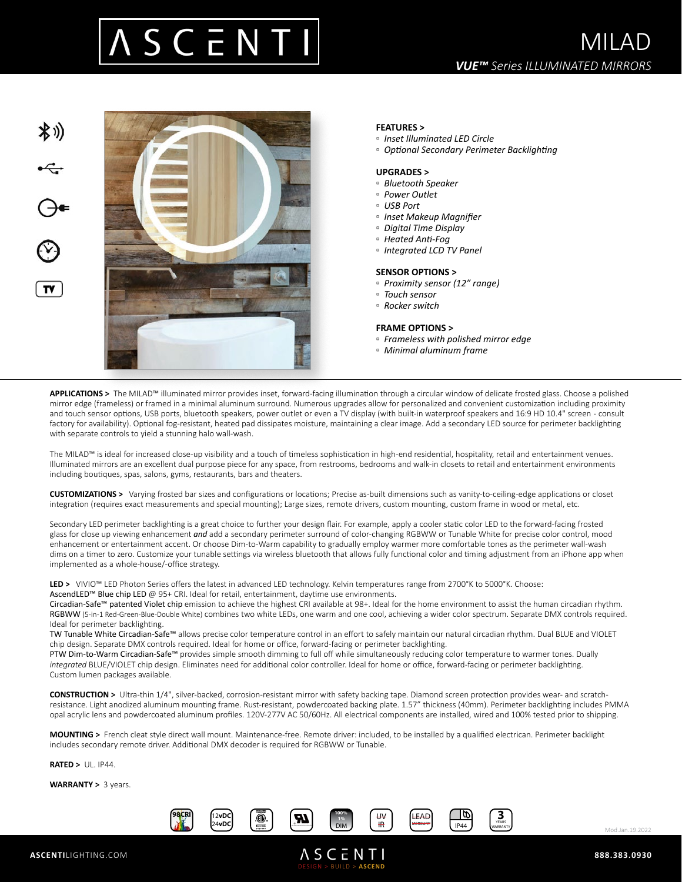# ASCENTI

# MILAD

***VUE™** Series ILLUMINATED MIRRORS*

**FEATURES >**
- *Inset Illuminated LED Circle*
- *Optional Secondary Perimeter Backlighting*

**UPGRADES >**
- *Bluetooth Speaker*
- *Power Outlet*
- *USB Port*
- *Inset Makeup Magnifier*
- *Digital Time Display*
- *Heated Anti-Fog*
- *Integrated LCD TV Panel*

**SENSOR OPTIONS >**
- *Proximity sensor (12" range)*
- *Touch sensor*
- *Rocker switch*

**FRAME OPTIONS >**
- *Frameless with polished mirror edge*
- *Minimal aluminum frame*

**APPLICATIONS >** The MILAD™ illuminated mirror provides inset, forward-facing illumination through a circular window of delicate frosted glass. Choose a polished mirror edge (frameless) or framed in a minimal aluminum surround. Numerous upgrades allow for personalized and convenient customization including proximity and touch sensor options, USB ports, bluetooth speakers, power outlet or even a TV display (with built-in waterproof speakers and 16:9 HD 10.4" screen - consult factory for availability). Optional fog-resistant, heated pad dissipates moisture, maintaining a clear image. Add a secondary LED source for perimeter backlighting with separate controls to yield a stunning halo wall-wash.

The MILAD™ is ideal for increased close-up visibility and a touch of timeless sophistication in high-end residential, hospitality, retail and entertainment venues. Illuminated mirrors are an excellent dual purpose piece for any space, from restrooms, bedrooms and walk-in closets to retail and entertainment environments including boutiques, spas, salons, gyms, restaurants, bars and theaters.

**CUSTOMIZATIONS >** Varying frosted bar sizes and configurations or locations; Precise as-built dimensions such as vanity-to-ceiling-edge applications or closet integration (requires exact measurements and special mounting); Large sizes, remote drivers, custom mounting, custom frame in wood or metal, etc.

Secondary LED perimeter backlighting is a great choice to further your design flair. For example, apply a cooler static color LED to the forward-facing frosted glass for close up viewing enhancement ***and*** add a secondary perimeter surround of color-changing RGBWW or Tunable White for precise color control, mood enhancement or entertainment accent. Or choose Dim-to-Warm capability to gradually employ warmer more comfortable tones as the perimeter wall-wash dims on a timer to zero. Customize your tunable settings via wireless bluetooth that allows fully functional color and timing adjustment from an iPhone app when implemented as a whole-house/-office strategy.

**LED >** VIVIO™ LED Photon Series offers the latest in advanced LED technology. Kelvin temperatures range from 2700°K to 5000°K. Choose:
AscendLED™ Blue chip LED @ 95+ CRI. Ideal for retail, entertainment, daytime use environments.
Circadian-Safe™ patented Violet chip emission to achieve the highest CRI available at 98+. Ideal for the home environment to assist the human circadian rhythm.
RGBWW (5-in-1 Red-Green-Blue-Double White) combines two white LEDs, one warm and one cool, achieving a wider color spectrum. Separate DMX controls required. Ideal for perimeter backlighting.
TW Tunable White Circadian-Safe™ allows precise color temperature control in an effort to safely maintain our natural circadian rhythm. Dual BLUE and VIOLET chip design. Separate DMX controls required. Ideal for home or office, forward-facing or perimeter backlighting.
PTW Dim-to-Warm Circadian-Safe™ provides simple smooth dimming to full off while simultaneously reducing color temperature to warmer tones. Dually *integrated* BLUE/VIOLET chip design. Eliminates need for additional color controller. Ideal for home or office, forward-facing or perimeter backlighting.
Custom lumen packages available.

**CONSTRUCTION >** Ultra-thin 1/4", silver-backed, corrosion-resistant mirror with safety backing tape. Diamond screen protection provides wear- and scratch-resistance. Light anodized aluminum mounting frame. Rust-resistant, powdercoated backing plate. 1.57" thickness (40mm). Perimeter backlighting includes PMMA opal acrylic lens and powdercoated aluminum profiles. 120V-277V AC 50/60Hz. All electrical components are installed, wired and 100% tested prior to shipping.

**MOUNTING >** French cleat style direct wall mount. Maintenance-free. Remote driver: included, to be installed by a qualified electrican. Perimeter backlight includes secondary remote driver. Additional DMX decoder is required for RGBWW or Tunable.

**RATED >** UL. IP44.

**WARRANTY >** 3 years.

98CRI | 12vDC 24vDC | 100% 1% DIM | UV IR | LEAD MERCURY | IP44 | 3 YEARS WARRANTY

Mod.Jan.19.2022

**ASCENTI**LIGHTING.COM | ASCENTI DESIGN > BUILD > **ASCEND** | **888.383.0930**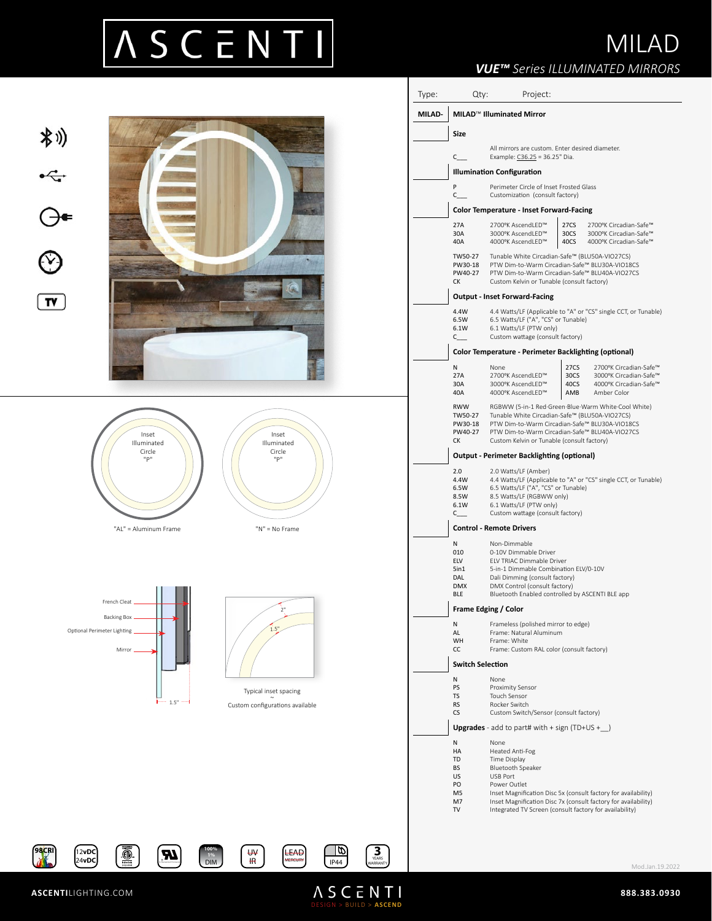# ASCENTI

# MILAD

## *VUE™ Series ILLUMINATED MIRRORS*

Type: Qty: Project:

**MILAD-** | **MILAD™ Illuminated Mirror**

### Size

| | |
|---|---|
| C___ | All mirrors are custom. Enter desired diameter. Example: C36.25 = 36.25" Dia. |

### Illumination Configuration

| | |
|---|---|
| P | Perimeter Circle of Inset Frosted Glass |
| C___ | Customization (consult factory) |

### Color Temperature - Inset Forward-Facing

| | | | |
|---|---|---|---|
| 27A | 2700ºK AscendLED™ | 27CS | 2700ºK Circadian-Safe™ |
| 30A | 3000ºK AscendLED™ | 30CS | 3000ºK Circadian-Safe™ |
| 40A | 4000ºK AscendLED™ | 40CS | 4000ºK Circadian-Safe™ |

| | |
|---|---|
| TW50-27 | Tunable White Circadian-Safe™ (BLU50A-VIO27CS) |
| PW30-18 | PTW Dim-to-Warm Circadian-Safe™ BLU30A-VIO18CS |
| PW40-27 | PTW Dim-to-Warm Circadian-Safe™ BLU40A-VIO27CS |
| CK | Custom Kelvin or Tunable (consult factory) |

### Output - Inset Forward-Facing

| | |
|---|---|
| 4.4W | 4.4 Watts/LF (Applicable to "A" or "CS" single CCT, or Tunable) |
| 6.5W | 6.5 Watts/LF ("A", "CS" or Tunable) |
| 6.1W | 6.1 Watts/LF (PTW only) |
| C___ | Custom wattage (consult factory) |

### Color Temperature - Perimeter Backlighting (optional)

| | | | |
|---|---|---|---|
| N | None | 27CS | 2700ºK Circadian-Safe™ |
| 27A | 2700ºK AscendLED™ | 30CS | 3000ºK Circadian-Safe™ |
| 30A | 3000ºK AscendLED™ | 40CS | 4000ºK Circadian-Safe™ |
| 40A | 4000ºK AscendLED™ | AMB | Amber Color |

| | |
|---|---|
| RWW | RGBWW (5-in-1 Red·Green·Blue·Warm White·Cool White) |
| TW50-27 | Tunable White Circadian-Safe™ (BLU50A-VIO27CS) |
| PW30-18 | PTW Dim-to-Warm Circadian-Safe™ BLU30A-VIO18CS |
| PW40-27 | PTW Dim-to-Warm Circadian-Safe™ BLU40A-VIO27CS |
| CK | Custom Kelvin or Tunable (consult factory) |

### Output - Perimeter Backlighting (optional)

| | |
|---|---|
| 2.0 | 2.0 Watts/LF (Amber) |
| 4.4W | 4.4 Watts/LF (Applicable to "A" or "CS" single CCT, or Tunable) |
| 6.5W | 6.5 Watts/LF ("A", "CS" or Tunable) |
| 8.5W | 8.5 Watts/LF (RGBWW only) |
| 6.1W | 6.1 Watts/LF (PTW only) |
| C___ | Custom wattage (consult factory) |

### Control - Remote Drivers

| | |
|---|---|
| N | Non-Dimmable |
| 010 | 0-10V Dimmable Driver |
| ELV | ELV TRIAC Dimmable Driver |
| 5in1 | 5-in-1 Dimmable Combination ELV/0-10V |
| DAL | Dali Dimming (consult factory) |
| DMX | DMX Control (consult factory) |
| BLE | Bluetooth Enabled controlled by ASCENTI BLE app |

### Frame Edging / Color

| | |
|---|---|
| N | Frameless (polished mirror to edge) |
| AL | Frame: Natural Aluminum |
| WH | Frame: White |
| CC | Frame: Custom RAL color (consult factory) |

### Switch Selection

| | |
|---|---|
| N | None |
| PS | Proximity Sensor |
| TS | Touch Sensor |
| RS | Rocker Switch |
| CS | Custom Switch/Sensor (consult factory) |

### Upgrades - add to part# with + sign (TD+US +__)

| | |
|---|---|
| N | None |
| HA | Heated Anti-Fog |
| TD | Time Display |
| BS | Bluetooth Speaker |
| US | USB Port |
| PO | Power Outlet |
| M5 | Inset Magnification Disc 5x (consult factory for availability) |
| M7 | Inset Magnification Disc 7x (consult factory for availability) |
| TV | Integrated TV Screen (consult factory for availability) |

Inset Illuminated Circle "P"

"AL" = Aluminum Frame

Inset Illuminated Circle "P"

"N" = No Frame

French Cleat

Backing Box

Optional Perimeter Lighting

Mirror

1.5"

2"

1.5"

Typical inset spacing

~

Custom configurations available

98CRI | 12vDC 24vDC | 100% 1% DIM | UV IR | LEAD MERCURY | IP44 | 3 YEARS WARRANTY

Mod.Jan.19.2022

ASCENTILIGHTING.COM

DESIGN > BUILD > ASCEND

888.383.0930